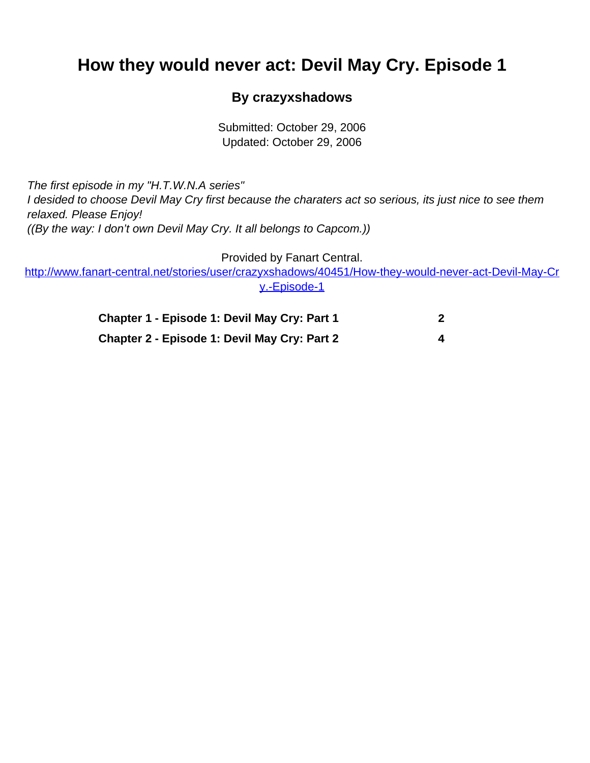# How they would never act: Devil May Cry. Episode 1

### By crazyxshadows

Submitted: October 29, 2006
Updated: October 29, 2006

*The first episode in my "H.T.W.N.A series"*
*I desided to choose Devil May Cry first because the charaters act so serious, its just nice to see them relaxed. Please Enjoy!*
*((By the way: I don't own Devil May Cry. It all belongs to Capcom.))*

Provided by Fanart Central.
[http://www.fanart-central.net/stories/user/crazyxshadows/40451/How-they-would-never-act-Devil-May-Cry.-Episode-1](http://www.fanart-central.net/stories/user/crazyxshadows/40451/How-they-would-never-act-Devil-May-Cry.-Episode-1)

| | |
|---|---|
| **Chapter 1 - Episode 1: Devil May Cry: Part 1** | **2** |
| **Chapter 2 - Episode 1: Devil May Cry: Part 2** | **4** |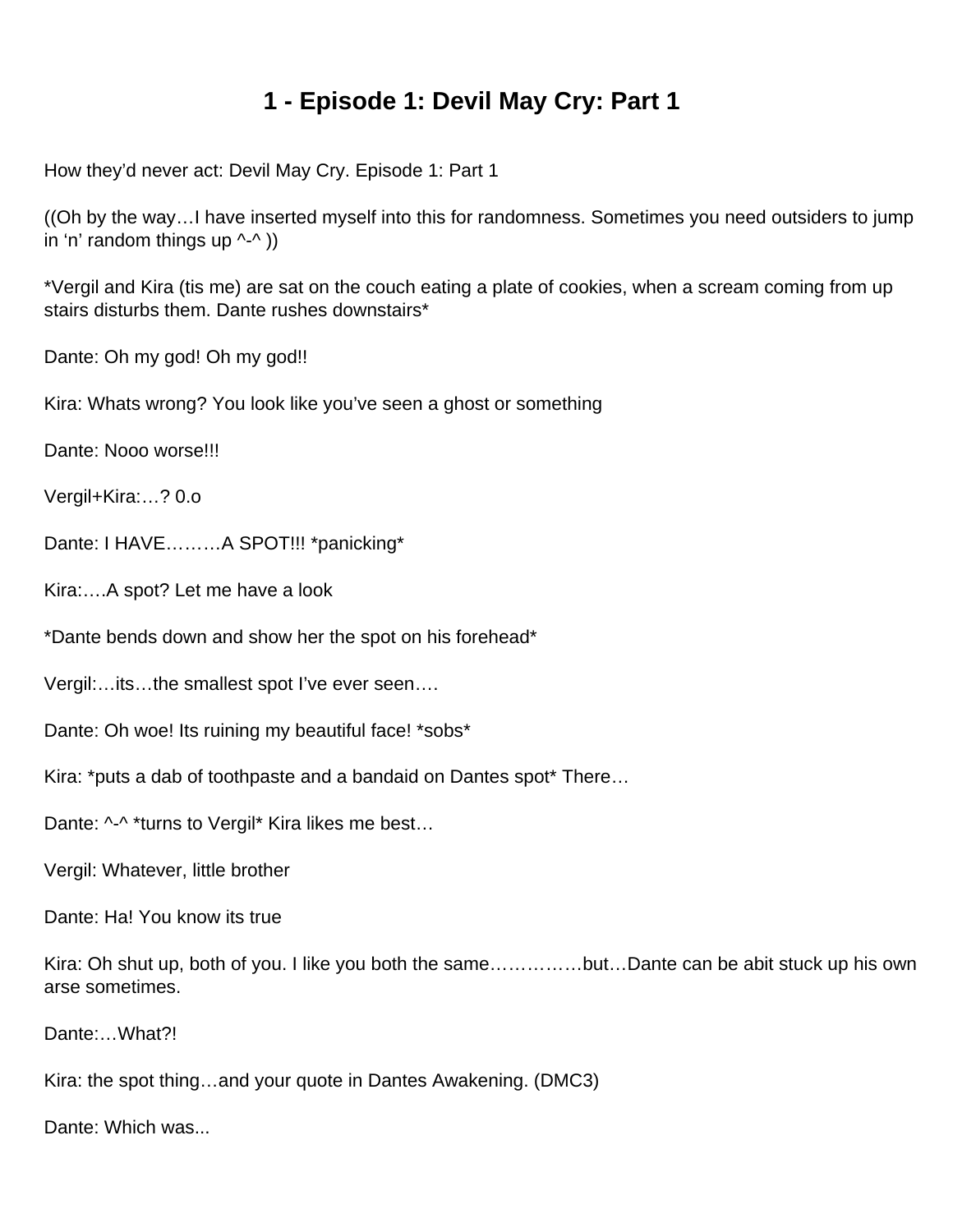# 1 - Episode 1: Devil May Cry: Part 1

How they'd never act: Devil May Cry. Episode 1: Part 1

((Oh by the way…I have inserted myself into this for randomness. Sometimes you need outsiders to jump in 'n' random things up ^-^ ))

*Vergil and Kira (tis me) are sat on the couch eating a plate of cookies, when a scream coming from up stairs disturbs them. Dante rushes downstairs*

Dante: Oh my god! Oh my god!!

Kira: Whats wrong? You look like you've seen a ghost or something

Dante: Nooo worse!!!

Vergil+Kira:…? 0.o

Dante: I HAVE………A SPOT!!! *panicking*

Kira:….A spot? Let me have a look

*Dante bends down and show her the spot on his forehead*

Vergil:…its…the smallest spot I've ever seen….

Dante: Oh woe! Its ruining my beautiful face! *sobs*

Kira: *puts a dab of toothpaste and a bandaid on Dantes spot* There…

Dante: ^-^ *turns to Vergil* Kira likes me best…

Vergil: Whatever, little brother

Dante: Ha! You know its true

Kira: Oh shut up, both of you. I like you both the same……………but…Dante can be abit stuck up his own arse sometimes.

Dante:…What?!

Kira: the spot thing…and your quote in Dantes Awakening. (DMC3)

Dante: Which was...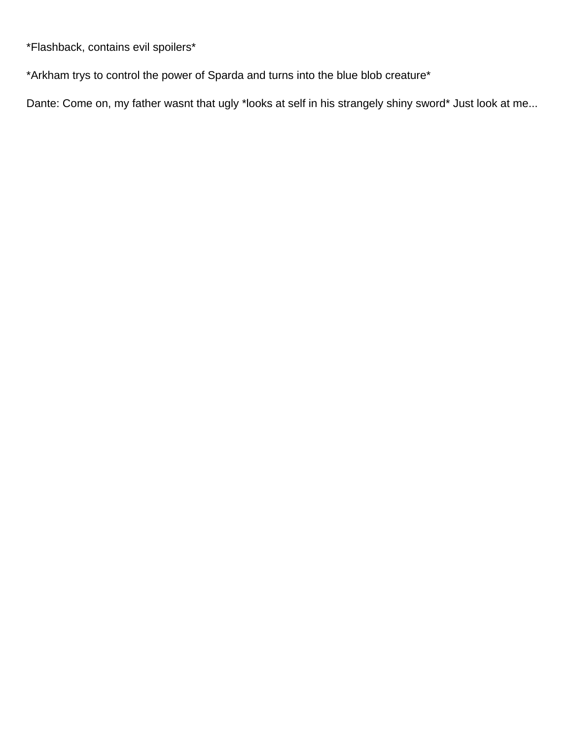*Flashback, contains evil spoilers*

*Arkham trys to control the power of Sparda and turns into the blue blob creature*

Dante: Come on, my father wasnt that ugly *looks at self in his strangely shiny sword* Just look at me...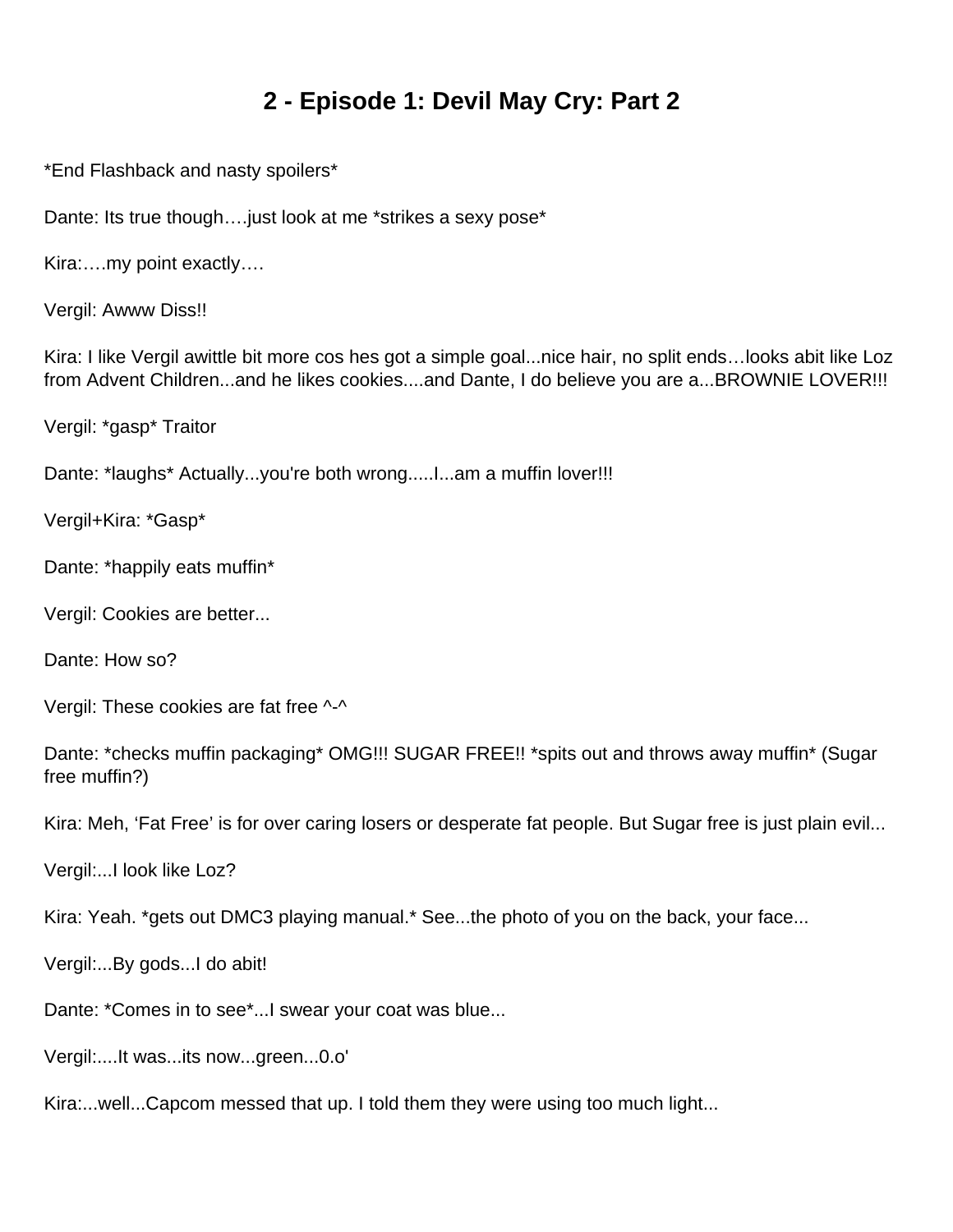# 2 - Episode 1: Devil May Cry: Part 2

*End Flashback and nasty spoilers*

Dante: Its true though….just look at me *strikes a sexy pose*

Kira:….my point exactly….

Vergil: Awww Diss!!

Kira: I like Vergil awittle bit more cos hes got a simple goal...nice hair, no split ends…looks abit like Loz from Advent Children...and he likes cookies....and Dante, I do believe you are a...BROWNIE LOVER!!!

Vergil: *gasp* Traitor

Dante: *laughs* Actually...you're both wrong.....I...am a muffin lover!!!

Vergil+Kira: *Gasp*

Dante: *happily eats muffin*

Vergil: Cookies are better...

Dante: How so?

Vergil: These cookies are fat free ^-^

Dante: *checks muffin packaging* OMG!!! SUGAR FREE!! *spits out and throws away muffin* (Sugar free muffin?)

Kira: Meh, 'Fat Free' is for over caring losers or desperate fat people. But Sugar free is just plain evil...

Vergil:...I look like Loz?

Kira: Yeah. *gets out DMC3 playing manual.* See...the photo of you on the back, your face...

Vergil:...By gods...I do abit!

Dante: *Comes in to see*...I swear your coat was blue...

Vergil:....It was...its now...green...0.o'

Kira:...well...Capcom messed that up. I told them they were using too much light...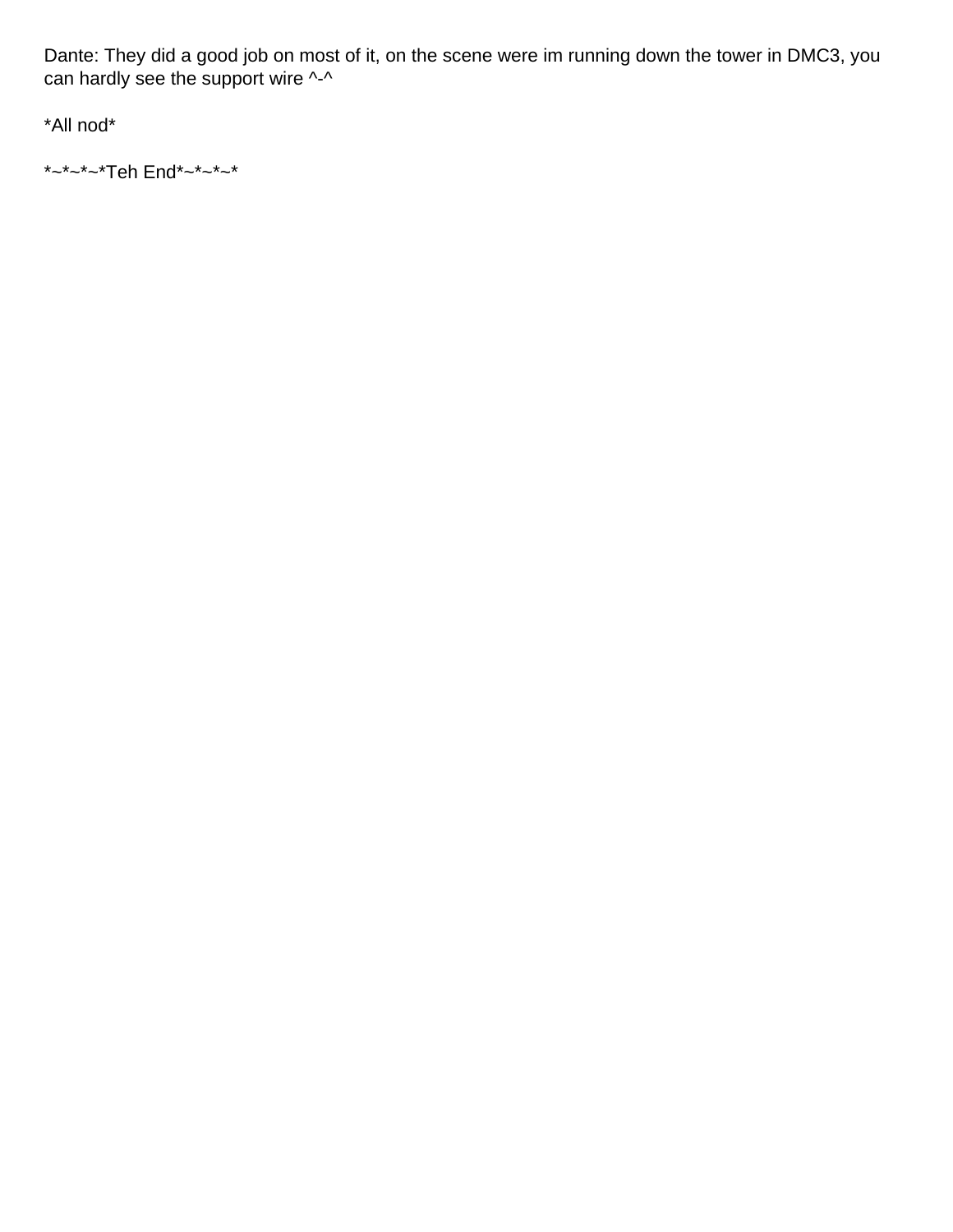Dante: They did a good job on most of it, on the scene were im running down the tower in DMC3, you can hardly see the support wire ^-^

*All nod*

*~*~*~*Teh End*~*~*~*